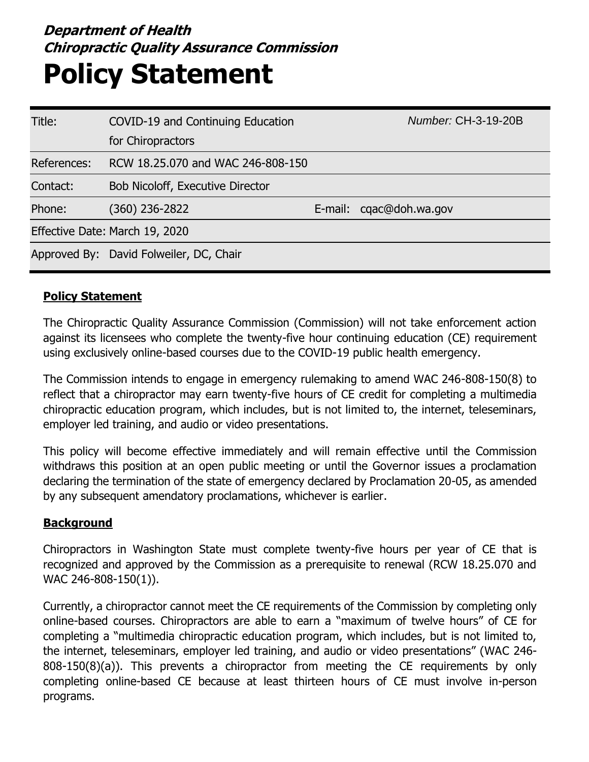***Department of Health***
***Chiropractic Quality Assurance Commission***

# Policy Statement

| | | | |
|---|---|---|---|
| Title: | COVID-19 and Continuing Education for Chiropractors | *Number:* CH-3-19-20B | |
| References: | RCW 18.25.070 and WAC 246-808-150 | | |
| Contact: | Bob Nicoloff, Executive Director | | |
| Phone: | (360) 236-2822 | E-mail: | cqac@doh.wa.gov |
| Effective Date: | March 19, 2020 | | |
| Approved By: | David Folweiler, DC, Chair | | |

## Policy Statement

The Chiropractic Quality Assurance Commission (Commission) will not take enforcement action against its licensees who complete the twenty-five hour continuing education (CE) requirement using exclusively online-based courses due to the COVID-19 public health emergency.

The Commission intends to engage in emergency rulemaking to amend WAC 246-808-150(8) to reflect that a chiropractor may earn twenty-five hours of CE credit for completing a multimedia chiropractic education program, which includes, but is not limited to, the internet, teleseminars, employer led training, and audio or video presentations.

This policy will become effective immediately and will remain effective until the Commission withdraws this position at an open public meeting or until the Governor issues a proclamation declaring the termination of the state of emergency declared by Proclamation 20-05, as amended by any subsequent amendatory proclamations, whichever is earlier.

## Background

Chiropractors in Washington State must complete twenty-five hours per year of CE that is recognized and approved by the Commission as a prerequisite to renewal (RCW 18.25.070 and WAC 246-808-150(1)).

Currently, a chiropractor cannot meet the CE requirements of the Commission by completing only online-based courses. Chiropractors are able to earn a "maximum of twelve hours" of CE for completing a "multimedia chiropractic education program, which includes, but is not limited to, the internet, teleseminars, employer led training, and audio or video presentations" (WAC 246-808-150(8)(a)). This prevents a chiropractor from meeting the CE requirements by only completing online-based CE because at least thirteen hours of CE must involve in-person programs.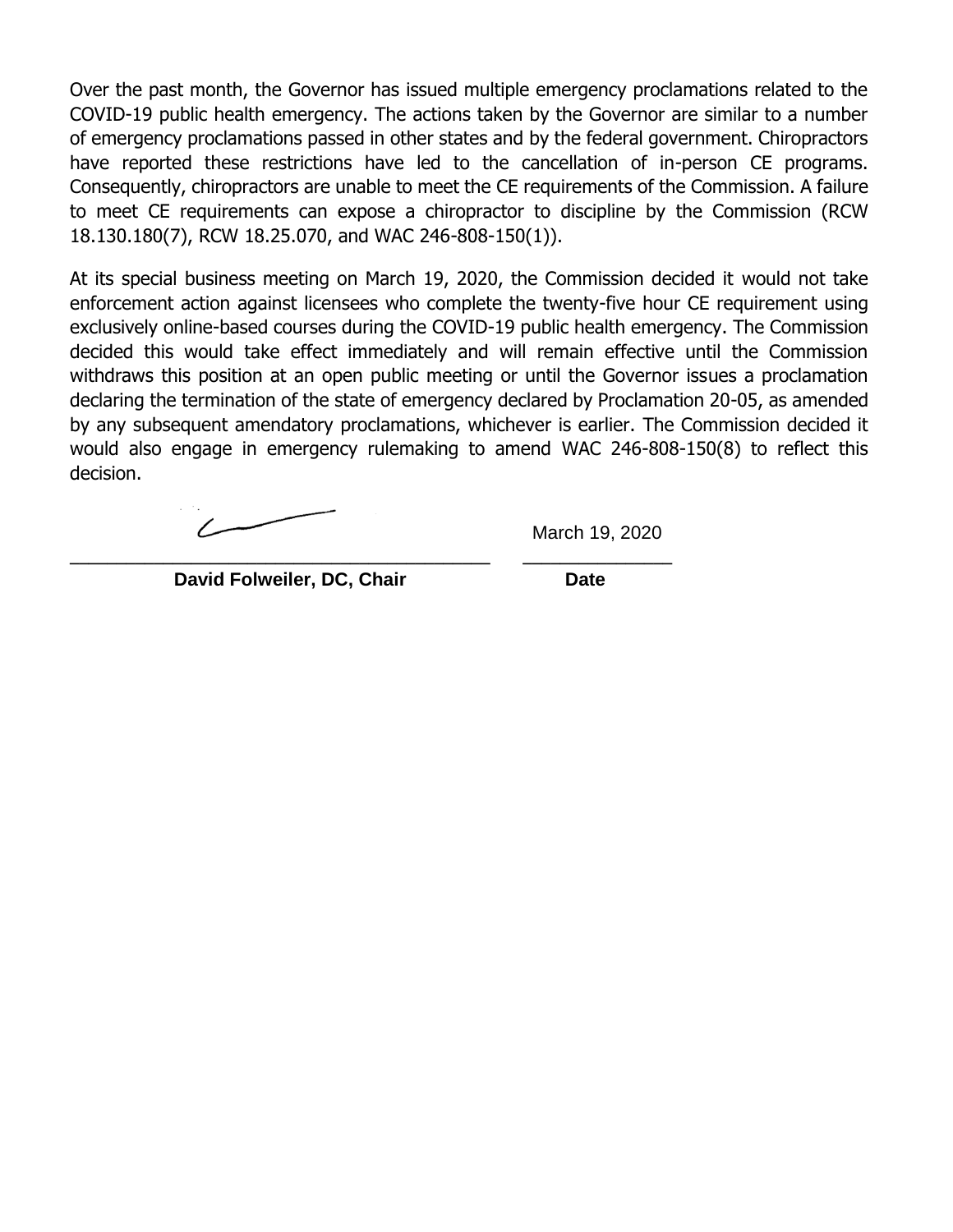Over the past month, the Governor has issued multiple emergency proclamations related to the COVID-19 public health emergency. The actions taken by the Governor are similar to a number of emergency proclamations passed in other states and by the federal government. Chiropractors have reported these restrictions have led to the cancellation of in-person CE programs. Consequently, chiropractors are unable to meet the CE requirements of the Commission. A failure to meet CE requirements can expose a chiropractor to discipline by the Commission (RCW 18.130.180(7), RCW 18.25.070, and WAC 246-808-150(1)).

At its special business meeting on March 19, 2020, the Commission decided it would not take enforcement action against licensees who complete the twenty-five hour CE requirement using exclusively online-based courses during the COVID-19 public health emergency. The Commission decided this would take effect immediately and will remain effective until the Commission withdraws this position at an open public meeting or until the Governor issues a proclamation declaring the termination of the state of emergency declared by Proclamation 20-05, as amended by any subsequent amendatory proclamations, whichever is earlier. The Commission decided it would also engage in emergency rulemaking to amend WAC 246-808-150(8) to reflect this decision.

| | |
|---|---|
| ______________________________ | March 19, 2020 |
| **David Folweiler, DC, Chair** | **Date** |